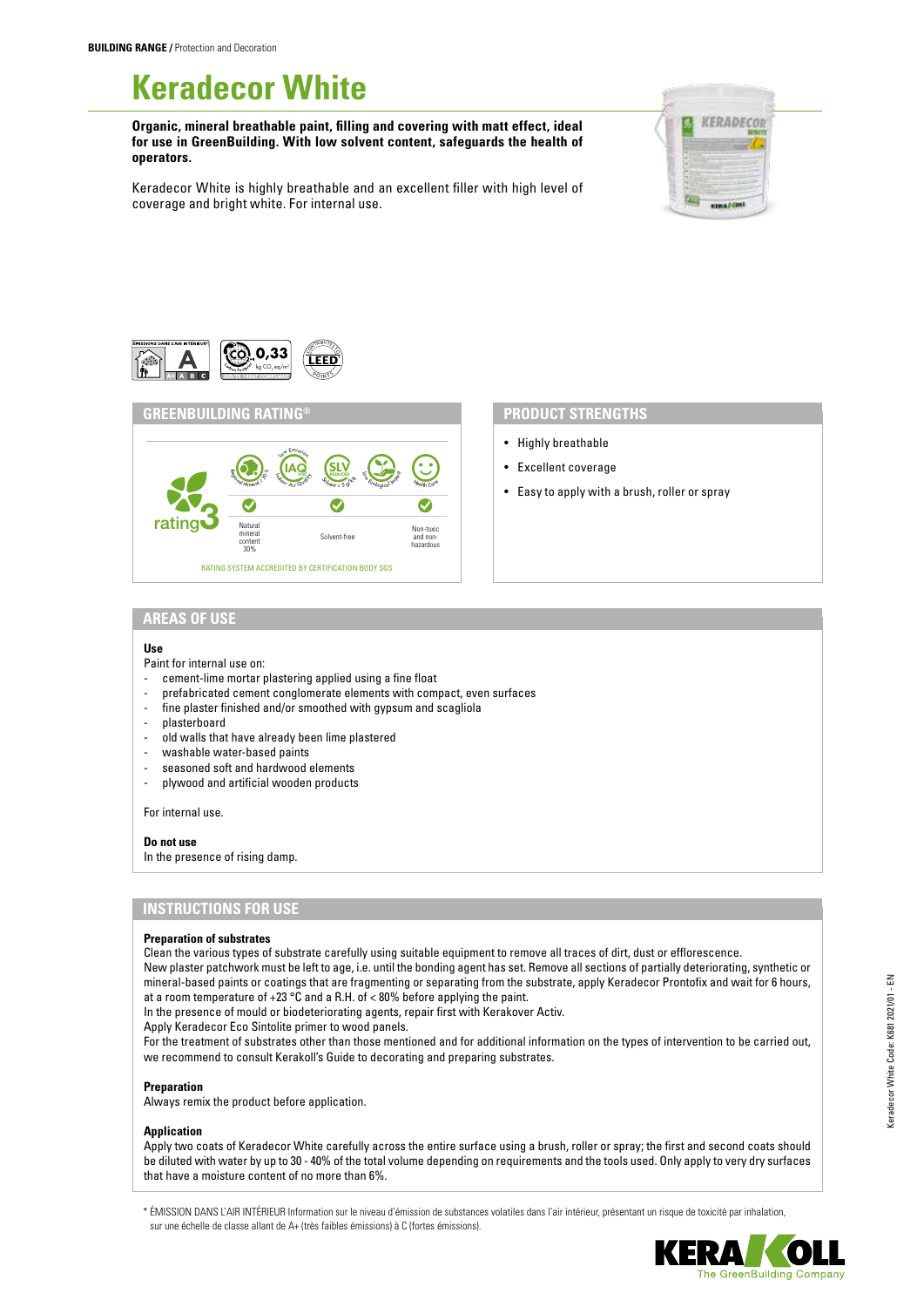**BUILDING RANGE /** Protection and Decoration

# Keradecor White

**Organic, mineral breathable paint, filling and covering with matt effect, ideal for use in GreenBuilding. With low solvent content, safeguards the health of operators.**

Keradecor White is highly breathable and an excellent filler with high level of coverage and bright white. For internal use.

## GREENBUILDING RATING®

rating3

| Natural mineral content 30% | Solvent-free | Non-toxic and non-hazardous |
|---|---|---|

RATING SYSTEM ACCREDITED BY CERTIFICATION BODY SGS

## PRODUCT STRENGTHS

- Highly breathable
- Excellent coverage
- Easy to apply with a brush, roller or spray

## AREAS OF USE

**Use**

Paint for internal use on:

- cement-lime mortar plastering applied using a fine float
- prefabricated cement conglomerate elements with compact, even surfaces
- fine plaster finished and/or smoothed with gypsum and scagliola
- plasterboard
- old walls that have already been lime plastered
- washable water-based paints
- seasoned soft and hardwood elements
- plywood and artificial wooden products

For internal use.

**Do not use**

In the presence of rising damp.

## INSTRUCTIONS FOR USE

**Preparation of substrates**

Clean the various types of substrate carefully using suitable equipment to remove all traces of dirt, dust or efflorescence.
New plaster patchwork must be left to age, i.e. until the bonding agent has set. Remove all sections of partially deteriorating, synthetic or mineral-based paints or coatings that are fragmenting or separating from the substrate, apply Keradecor Prontofix and wait for 6 hours, at a room temperature of +23 °C and a R.H. of < 80% before applying the paint.
In the presence of mould or biodeteriorating agents, repair first with Kerakover Activ.
Apply Keradecor Eco Sintolite primer to wood panels.
For the treatment of substrates other than those mentioned and for additional information on the types of intervention to be carried out, we recommend to consult Kerakoll's Guide to decorating and preparing substrates.

**Preparation**

Always remix the product before application.

**Application**

Apply two coats of Keradecor White carefully across the entire surface using a brush, roller or spray; the first and second coats should be diluted with water by up to 30 - 40% of the total volume depending on requirements and the tools used. Only apply to very dry surfaces that have a moisture content of no more than 6%.

\* ÉMISSION DANS L'AIR INTÉRIEUR Information sur le niveau d'émission de substances volatiles dans l'air intérieur, présentant un risque de toxicité par inhalation, sur une échelle de classe allant de A+ (très faibles émissions) à C (fortes émissions).

Keradecor White Code: K681 2021/01 - EN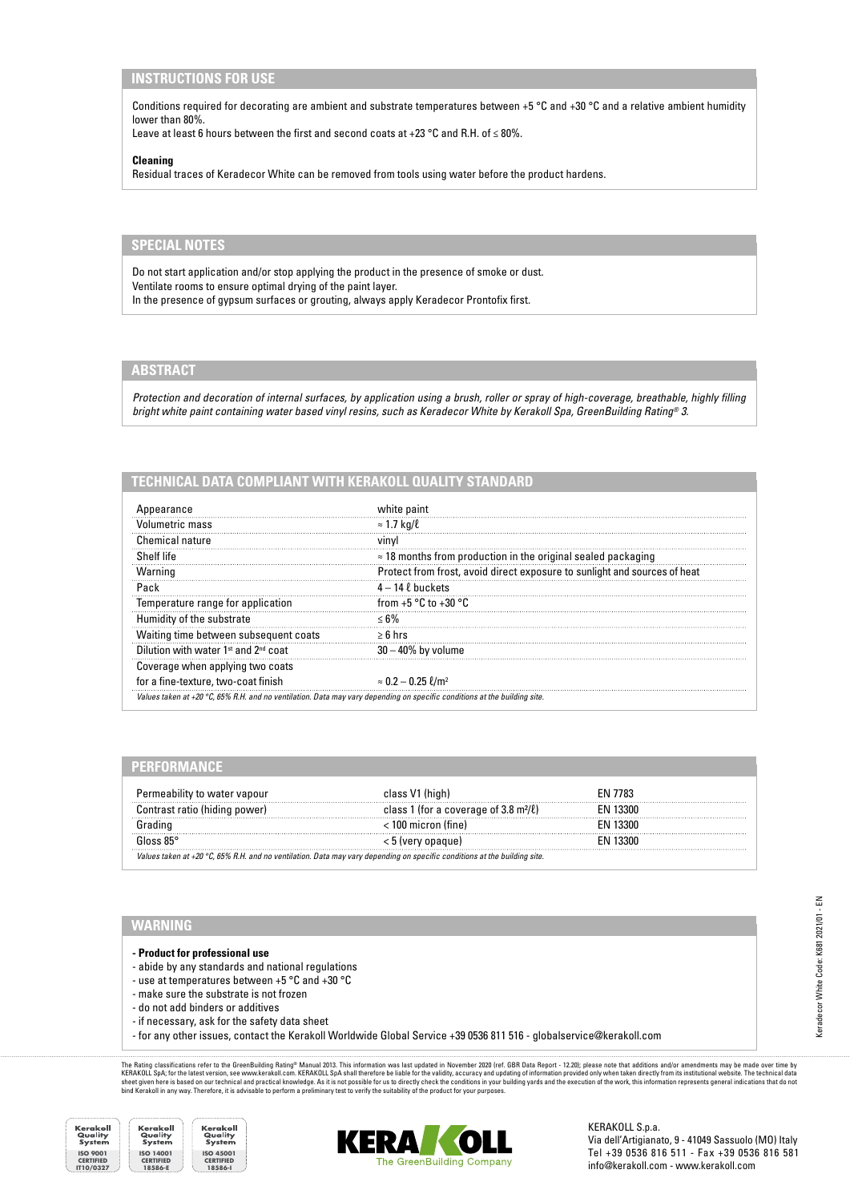## INSTRUCTIONS FOR USE

Conditions required for decorating are ambient and substrate temperatures between +5 °C and +30 °C and a relative ambient humidity lower than 80%.
Leave at least 6 hours between the first and second coats at +23 °C and R.H. of ≤ 80%.

**Cleaning**
Residual traces of Keradecor White can be removed from tools using water before the product hardens.

## SPECIAL NOTES

Do not start application and/or stop applying the product in the presence of smoke or dust.
Ventilate rooms to ensure optimal drying of the paint layer.
In the presence of gypsum surfaces or grouting, always apply Keradecor Prontofix first.

## ABSTRACT

*Protection and decoration of internal surfaces, by application using a brush, roller or spray of high-coverage, breathable, highly filling bright white paint containing water based vinyl resins, such as Keradecor White by Kerakoll Spa, GreenBuilding Rating® 3.*

## TECHNICAL DATA COMPLIANT WITH KERAKOLL QUALITY STANDARD

| | |
|---|---|
| Appearance | white paint |
| Volumetric mass | ≈ 1.7 kg/ℓ |
| Chemical nature | vinyl |
| Shelf life | ≈ 18 months from production in the original sealed packaging |
| Warning | Protect from frost, avoid direct exposure to sunlight and sources of heat |
| Pack | 4 – 14 ℓ buckets |
| Temperature range for application | from +5 °C to +30 °C |
| Humidity of the substrate | ≤ 6% |
| Waiting time between subsequent coats | ≥ 6 hrs |
| Dilution with water 1st and 2nd coat | 30 – 40% by volume |
| Coverage when applying two coats for a fine-texture, two-coat finish | ≈ 0.2 – 0.25 ℓ/m² |

*Values taken at +20 °C, 65% R.H. and no ventilation. Data may vary depending on specific conditions at the building site.*

## PERFORMANCE

| | | |
|---|---|---|
| Permeability to water vapour | class V1 (high) | EN 7783 |
| Contrast ratio (hiding power) | class 1 (for a coverage of 3.8 m²/ℓ) | EN 13300 |
| Grading | < 100 micron (fine) | EN 13300 |
| Gloss 85° | < 5 (very opaque) | EN 13300 |

*Values taken at +20 °C, 65% R.H. and no ventilation. Data may vary depending on specific conditions at the building site.*

## WARNING

- **Product for professional use**
- abide by any standards and national regulations
- use at temperatures between +5 °C and +30 °C
- make sure the substrate is not frozen
- do not add binders or additives
- if necessary, ask for the safety data sheet
- for any other issues, contact the Kerakoll Worldwide Global Service +39 0536 811 516 - globalservice@kerakoll.com

The Rating classifications refer to the GreenBuilding Rating® Manual 2013. This information was last updated in November 2020 (ref. GBR Data Report - 12.20); please note that additions and/or amendments may be made over time by KERAKOLL SpA; for the latest version, see www.kerakoll.com. KERAKOLL SpA shall therefore be liable for the validity, accuracy and updating of information provided only when taken directly from its institutional website. The technical data sheet given here is based on our technical and practical knowledge. As it is not possible for us to directly check the conditions in your building yards and the execution of the work, this information represents general indications that do not bind Kerakoll in any way. Therefore, it is advisable to perform a preliminary test to verify the suitability of the product for your purposes.

Kerakoll Quality System ISO 9001 CERTIFIED IT10/0327 — Kerakoll Quality System ISO 14001 CERTIFIED 18586-E — Kerakoll Quality System ISO 45001 CERTIFIED 18586-I

KERAKOLL The GreenBuilding Company

KERAKOLL S.p.a.
Via dell'Artigianato, 9 - 41049 Sassuolo (MO) Italy
Tel +39 0536 816 511 - Fax +39 0536 816 581
info@kerakoll.com - www.kerakoll.com

Keradecor White Code: K881 2021/01 - EN